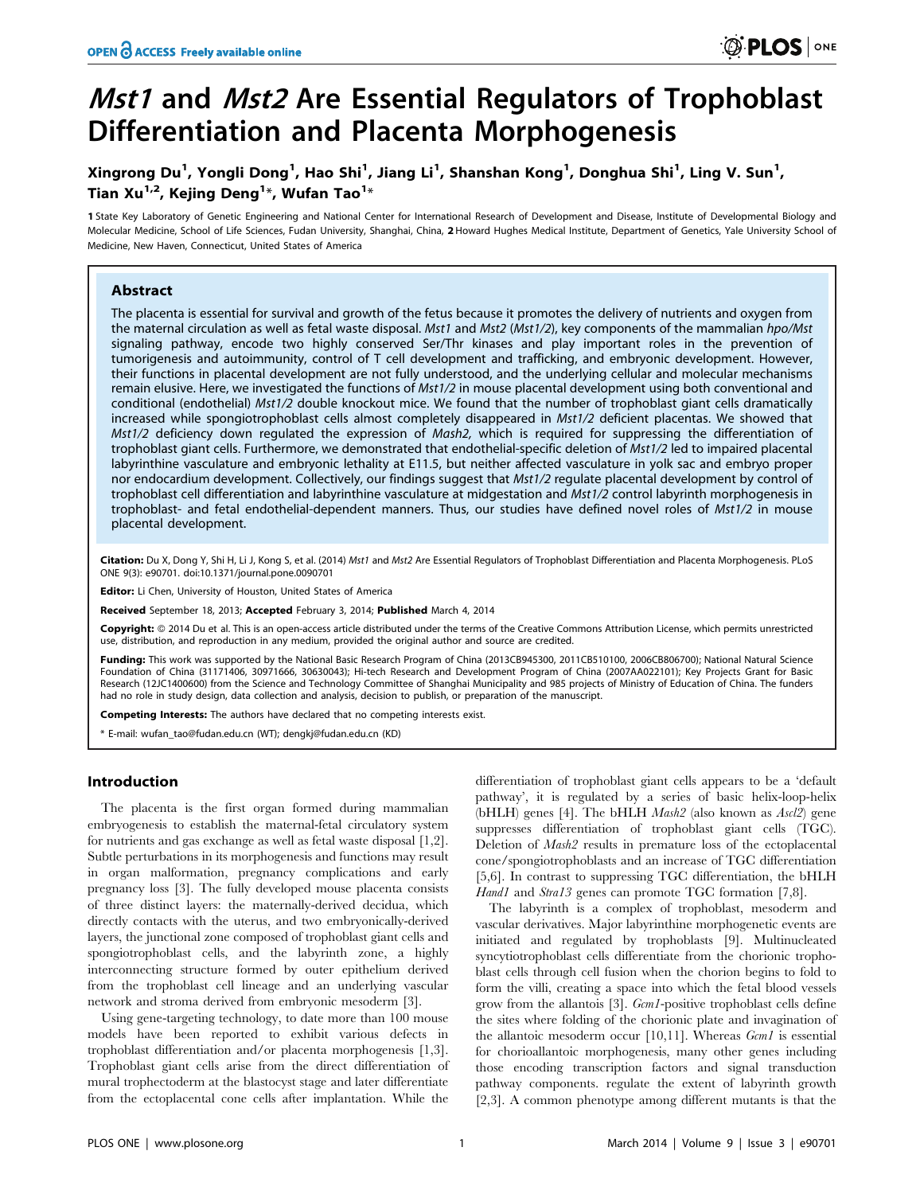# *Mst1* and *Mst2* Are Essential Regulators of Trophoblast Differentiation and Placenta Morphogenesis

**Xingrong Du[1], Yongli Dong[1], Hao Shi[1], Jiang Li[1], Shanshan Kong[1], Donghua Shi[1], Ling V. Sun[1], Tian Xu[1,2], Kejing Deng[1]\*, Wufan Tao[1]\***

**1** State Key Laboratory of Genetic Engineering and National Center for International Research of Development and Disease, Institute of Developmental Biology and Molecular Medicine, School of Life Sciences, Fudan University, Shanghai, China, **2** Howard Hughes Medical Institute, Department of Genetics, Yale University School of Medicine, New Haven, Connecticut, United States of America

## Abstract

The placenta is essential for survival and growth of the fetus because it promotes the delivery of nutrients and oxygen from the maternal circulation as well as fetal waste disposal. *Mst1* and *Mst2* (*Mst1/2*), key components of the mammalian *hpo/Mst* signaling pathway, encode two highly conserved Ser/Thr kinases and play important roles in the prevention of tumorigenesis and autoimmunity, control of T cell development and trafficking, and embryonic development. However, their functions in placental development are not fully understood, and the underlying cellular and molecular mechanisms remain elusive. Here, we investigated the functions of *Mst1/2* in mouse placental development using both conventional and conditional (endothelial) *Mst1/2* double knockout mice. We found that the number of trophoblast giant cells dramatically increased while spongiotrophoblast cells almost completely disappeared in *Mst1/2* deficient placentas. We showed that *Mst1/2* deficiency down regulated the expression of *Mash2,* which is required for suppressing the differentiation of trophoblast giant cells. Furthermore, we demonstrated that endothelial-specific deletion of *Mst1/2* led to impaired placental labyrinthine vasculature and embryonic lethality at E11.5, but neither affected vasculature in yolk sac and embryo proper nor endocardium development. Collectively, our findings suggest that *Mst1/2* regulate placental development by control of trophoblast cell differentiation and labyrinthine vasculature at midgestation and *Mst1/2* control labyrinth morphogenesis in trophoblast- and fetal endothelial-dependent manners. Thus, our studies have defined novel roles of *Mst1/2* in mouse placental development.

**Citation:** Du X, Dong Y, Shi H, Li J, Kong S, et al. (2014) *Mst1* and *Mst2* Are Essential Regulators of Trophoblast Differentiation and Placenta Morphogenesis. PLoS ONE 9(3): e90701. doi:10.1371/journal.pone.0090701

**Editor:** Li Chen, University of Houston, United States of America

**Received** September 18, 2013; **Accepted** February 3, 2014; **Published** March 4, 2014

**Copyright:** © 2014 Du et al. This is an open-access article distributed under the terms of the Creative Commons Attribution License, which permits unrestricted use, distribution, and reproduction in any medium, provided the original author and source are credited.

**Funding:** This work was supported by the National Basic Research Program of China (2013CB945300, 2011CB510100, 2006CB806700); National Natural Science Foundation of China (31171406, 30971666, 30630043); Hi-tech Research and Development Program of China (2007AA022101); Key Projects Grant for Basic Research (12JC1400600) from the Science and Technology Committee of Shanghai Municipality and 985 projects of Ministry of Education of China. The funders had no role in study design, data collection and analysis, decision to publish, or preparation of the manuscript.

**Competing Interests:** The authors have declared that no competing interests exist.

\* E-mail: wufan_tao@fudan.edu.cn (WT); dengkj@fudan.edu.cn (KD)

## Introduction

The placenta is the first organ formed during mammalian embryogenesis to establish the maternal-fetal circulatory system for nutrients and gas exchange as well as fetal waste disposal [1,2]. Subtle perturbations in its morphogenesis and functions may result in organ malformation, pregnancy complications and early pregnancy loss [3]. The fully developed mouse placenta consists of three distinct layers: the maternally-derived decidua, which directly contacts with the uterus, and two embryonically-derived layers, the junctional zone composed of trophoblast giant cells and spongiotrophoblast cells, and the labyrinth zone, a highly interconnecting structure formed by outer epithelium derived from the trophoblast cell lineage and an underlying vascular network and stroma derived from embryonic mesoderm [3].

Using gene-targeting technology, to date more than 100 mouse models have been reported to exhibit various defects in trophoblast differentiation and/or placenta morphogenesis [1,3]. Trophoblast giant cells arise from the direct differentiation of mural trophectoderm at the blastocyst stage and later differentiate from the ectoplacental cone cells after implantation. While the differentiation of trophoblast giant cells appears to be a 'default pathway', it is regulated by a series of basic helix-loop-helix (bHLH) genes [4]. The bHLH *Mash2* (also known as *Ascl2*) gene suppresses differentiation of trophoblast giant cells (TGC). Deletion of *Mash2* results in premature loss of the ectoplacental cone/spongiotrophoblasts and an increase of TGC differentiation [5,6]. In contrast to suppressing TGC differentiation, the bHLH *Hand1* and *Stra13* genes can promote TGC formation [7,8].

The labyrinth is a complex of trophoblast, mesoderm and vascular derivatives. Major labyrinthine morphogenetic events are initiated and regulated by trophoblasts [9]. Multinucleated syncytiotrophoblast cells differentiate from the chorionic trophoblast cells through cell fusion when the chorion begins to fold to form the villi, creating a space into which the fetal blood vessels grow from the allantois [3]. *Gcm1*-positive trophoblast cells define the sites where folding of the chorionic plate and invagination of the allantoic mesoderm occur [10,11]. Whereas *Gcm1* is essential for chorioallantoic morphogenesis, many other genes including those encoding transcription factors and signal transduction pathway components. regulate the extent of labyrinth growth [2,3]. A common phenotype among different mutants is that the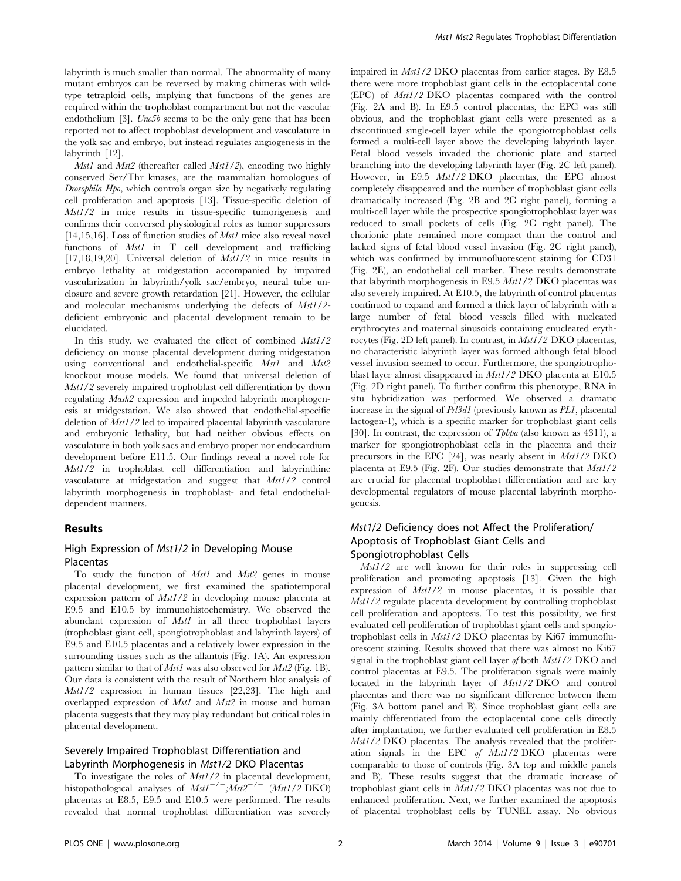labyrinth is much smaller than normal. The abnormality of many mutant embryos can be reversed by making chimeras with wild-type tetraploid cells, implying that functions of the genes are required within the trophoblast compartment but not the vascular endothelium [3]. *Unc5b* seems to be the only gene that has been reported not to affect trophoblast development and vasculature in the yolk sac and embryo, but instead regulates angiogenesis in the labyrinth [12].

*Mst1* and *Mst2* (thereafter called *Mst1/2*), encoding two highly conserved Ser/Thr kinases, are the mammalian homologues of *Drosophila Hpo,* which controls organ size by negatively regulating cell proliferation and apoptosis [13]. Tissue-specific deletion of *Mst1/2* in mice results in tissue-specific tumorigenesis and confirms their conversed physiological roles as tumor suppressors [14,15,16]. Loss of function studies of *Mst1* mice also reveal novel functions of *Mst1* in T cell development and trafficking [17,18,19,20]. Universal deletion of *Mst1/2* in mice results in embryo lethality at midgestation accompanied by impaired vascularization in labyrinth/yolk sac/embryo, neural tube unclosure and severe growth retardation [21]. However, the cellular and molecular mechanisms underlying the defects of *Mst1/2*-deficient embryonic and placental development remain to be elucidated.

In this study, we evaluated the effect of combined *Mst1/2* deficiency on mouse placental development during midgestation using conventional and endothelial-specific *Mst1* and *Mst2* knockout mouse models. We found that universal deletion of *Mst1/2* severely impaired trophoblast cell differentiation by down regulating *Mash2* expression and impeded labyrinth morphogenesis at midgestation. We also showed that endothelial-specific deletion of *Mst1/2* led to impaired placental labyrinth vasculature and embryonic lethality, but had neither obvious effects on vasculature in both yolk sacs and embryo proper nor endocardium development before E11.5. Our findings reveal a novel role for *Mst1/2* in trophoblast cell differentiation and labyrinthine vasculature at midgestation and suggest that *Mst1/2* control labyrinth morphogenesis in trophoblast- and fetal endothelial-dependent manners.

## Results

### High Expression of *Mst1/2* in Developing Mouse Placentas

To study the function of *Mst1* and *Mst2* genes in mouse placental development, we first examined the spatiotemporal expression pattern of *Mst1/2* in developing mouse placenta at E9.5 and E10.5 by immunohistochemistry. We observed the abundant expression of *Mst1* in all three trophoblast layers (trophoblast giant cell, spongiotrophoblast and labyrinth layers) of E9.5 and E10.5 placentas and a relatively lower expression in the surrounding tissues such as the allantois (Fig. 1A). An expression pattern similar to that of *Mst1* was also observed for *Mst2* (Fig. 1B). Our data is consistent with the result of Northern blot analysis of *Mst1/2* expression in human tissues [22,23]. The high and overlapped expression of *Mst1* and *Mst2* in mouse and human placenta suggests that they may play redundant but critical roles in placental development.

### Severely Impaired Trophoblast Differentiation and Labyrinth Morphogenesis in *Mst1/2* DKO Placentas

To investigate the roles of *Mst1/2* in placental development, histopathological analyses of $Mst1^{-/-};Mst2^{-/-}$ (*Mst1/2* DKO) placentas at E8.5, E9.5 and E10.5 were performed. The results revealed that normal trophoblast differentiation was severely impaired in *Mst1/2* DKO placentas from earlier stages. By E8.5 there were more trophoblast giant cells in the ectoplacental cone (EPC) of *Mst1/2* DKO placentas compared with the control (Fig. 2A and B). In E9.5 control placentas, the EPC was still obvious, and the trophoblast giant cells were presented as a discontinued single-cell layer while the spongiotrophoblast cells formed a multi-cell layer above the developing labyrinth layer. Fetal blood vessels invaded the chorionic plate and started branching into the developing labyrinth layer (Fig. 2C left panel). However, in E9.5 *Mst1/2* DKO placentas, the EPC almost completely disappeared and the number of trophoblast giant cells dramatically increased (Fig. 2B and 2C right panel), forming a multi-cell layer while the prospective spongiotrophoblast layer was reduced to small pockets of cells (Fig. 2C right panel). The chorionic plate remained more compact than the control and lacked signs of fetal blood vessel invasion (Fig. 2C right panel), which was confirmed by immunofluorescent staining for CD31 (Fig. 2E), an endothelial cell marker. These results demonstrate that labyrinth morphogenesis in E9.5 *Mst1/2* DKO placentas was also severely impaired. At E10.5, the labyrinth of control placentas continued to expand and formed a thick layer of labyrinth with a large number of fetal blood vessels filled with nucleated erythrocytes and maternal sinusoids containing enucleated erythrocytes (Fig. 2D left panel). In contrast, in *Mst1/2* DKO placentas, no characteristic labyrinth layer was formed although fetal blood vessel invasion seemed to occur. Furthermore, the spongiotrophoblast layer almost disappeared in *Mst1/2* DKO placenta at E10.5 (Fig. 2D right panel). To further confirm this phenotype, RNA in situ hybridization was performed. We observed a dramatic increase in the signal of *Prl3d1* (previously known as *PL1*, placental lactogen-1), which is a specific marker for trophoblast giant cells [30]. In contrast, the expression of *Tpbpa* (also known as 4311), a marker for spongiotrophoblast cells in the placenta and their precursors in the EPC [24], was nearly absent in *Mst1/2* DKO placenta at E9.5 (Fig. 2F). Our studies demonstrate that *Mst1/2* are crucial for placental trophoblast differentiation and are key developmental regulators of mouse placental labyrinth morphogenesis.

### *Mst1/2* Deficiency does not Affect the Proliferation/Apoptosis of Trophoblast Giant Cells and Spongiotrophoblast Cells

*Mst1/2* are well known for their roles in suppressing cell proliferation and promoting apoptosis [13]. Given the high expression of *Mst1/2* in mouse placentas, it is possible that *Mst1/2* regulate placenta development by controlling trophoblast cell proliferation and apoptosis. To test this possibility, we first evaluated cell proliferation of trophoblast giant cells and spongiotrophoblast cells in *Mst1/2* DKO placentas by Ki67 immunofluorescent staining. Results showed that there was almost no Ki67 signal in the trophoblast giant cell layer *of* both *Mst1/2* DKO and control placentas at E9.5. The proliferation signals were mainly located in the labyrinth layer of *Mst1/2* DKO and control placentas and there was no significant difference between them (Fig. 3A bottom panel and B). Since trophoblast giant cells are mainly differentiated from the ectoplacental cone cells directly after implantation, we further evaluated cell proliferation in E8.5 *Mst1/2* DKO placentas. The analysis revealed that the proliferation signals in the EPC *of Mst1/2* DKO placentas were comparable to those of controls (Fig. 3A top and middle panels and B). These results suggest that the dramatic increase of trophoblast giant cells in *Mst1/2* DKO placentas was not due to enhanced proliferation. Next, we further examined the apoptosis of placental trophoblast cells by TUNEL assay. No obvious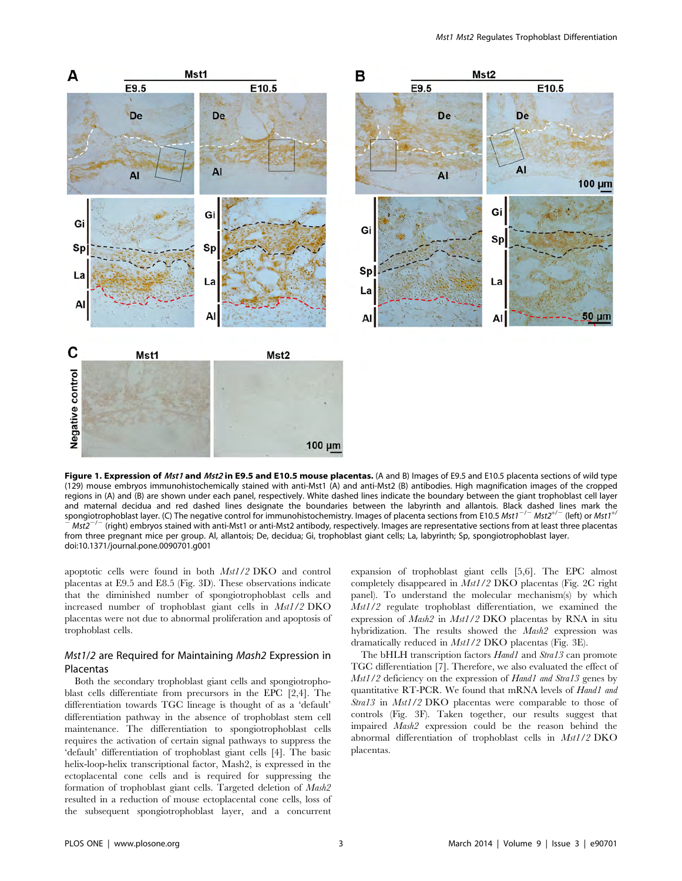**Figure 1. Expression of *Mst1* and *Mst2* in E9.5 and E10.5 mouse placentas.** (A and B) Images of E9.5 and E10.5 placenta sections of wild type (129) mouse embryos immunohistochemically stained with anti-Mst1 (A) and anti-Mst2 (B) antibodies. High magnification images of the cropped regions in (A) and (B) are shown under each panel, respectively. White dashed lines indicate the boundary between the giant trophoblast cell layer and maternal decidua and red dashed lines designate the boundaries between the labyrinth and allantois. Black dashed lines mark the spongiotrophoblast layer. (C) The negative control for immunohistochemistry. Images of placenta sections from E10.5 *Mst1*$^{-/-}$ *Mst2*$^{+/-}$ (left) or *Mst1*$^{+/-}$ *Mst2*$^{-/-}$ (right) embryos stained with anti-Mst1 or anti-Mst2 antibody, respectively. Images are representative sections from at least three placentas from three pregnant mice per group. Al, allantois; De, decidua; Gi, trophoblast giant cells; La, labyrinth; Sp, spongiotrophoblast layer.
doi:10.1371/journal.pone.0090701.g001

apoptotic cells were found in both *Mst1/2* DKO and control placentas at E9.5 and E8.5 (Fig. 3D). These observations indicate that the diminished number of spongiotrophoblast cells and increased number of trophoblast giant cells in *Mst1/2* DKO placentas were not due to abnormal proliferation and apoptosis of trophoblast cells.

## *Mst1/2* are Required for Maintaining *Mash2* Expression in Placentas

Both the secondary trophoblast giant cells and spongiotrophoblast cells differentiate from precursors in the EPC [2,4]. The differentiation towards TGC lineage is thought of as a 'default' differentiation pathway in the absence of trophoblast stem cell maintenance. The differentiation to spongiotrophoblast cells requires the activation of certain signal pathways to suppress the 'default' differentiation of trophoblast giant cells [4]. The basic helix-loop-helix transcriptional factor, Mash2, is expressed in the ectoplacental cone cells and is required for suppressing the formation of trophoblast giant cells. Targeted deletion of *Mash2* resulted in a reduction of mouse ectoplacental cone cells, loss of the subsequent spongiotrophoblast layer, and a concurrent expansion of trophoblast giant cells [5,6]. The EPC almost completely disappeared in *Mst1/2* DKO placentas (Fig. 2C right panel). To understand the molecular mechanism(s) by which *Mst1/2* regulate trophoblast differentiation, we examined the expression of *Mash2* in *Mst1/2* DKO placentas by RNA in situ hybridization. The results showed that the *Mash2* expression was dramatically reduced in *Mst1/2* DKO placentas (Fig. 3E).

The bHLH transcription factors *Hand1* and *Stra13* can promote TGC differentiation [7]. Therefore, we also evaluated the effect of *Mst1/2* deficiency on the expression of *Hand1 and Stra13* genes by quantitative RT-PCR. We found that mRNA levels of *Hand1 and Stra13* in *Mst1/2* DKO placentas were comparable to those of controls (Fig. 3F). Taken together, our results suggest that impaired *Mash2* expression could be the reason behind the abnormal differentiation of trophoblast cells in *Mst1/2* DKO placentas.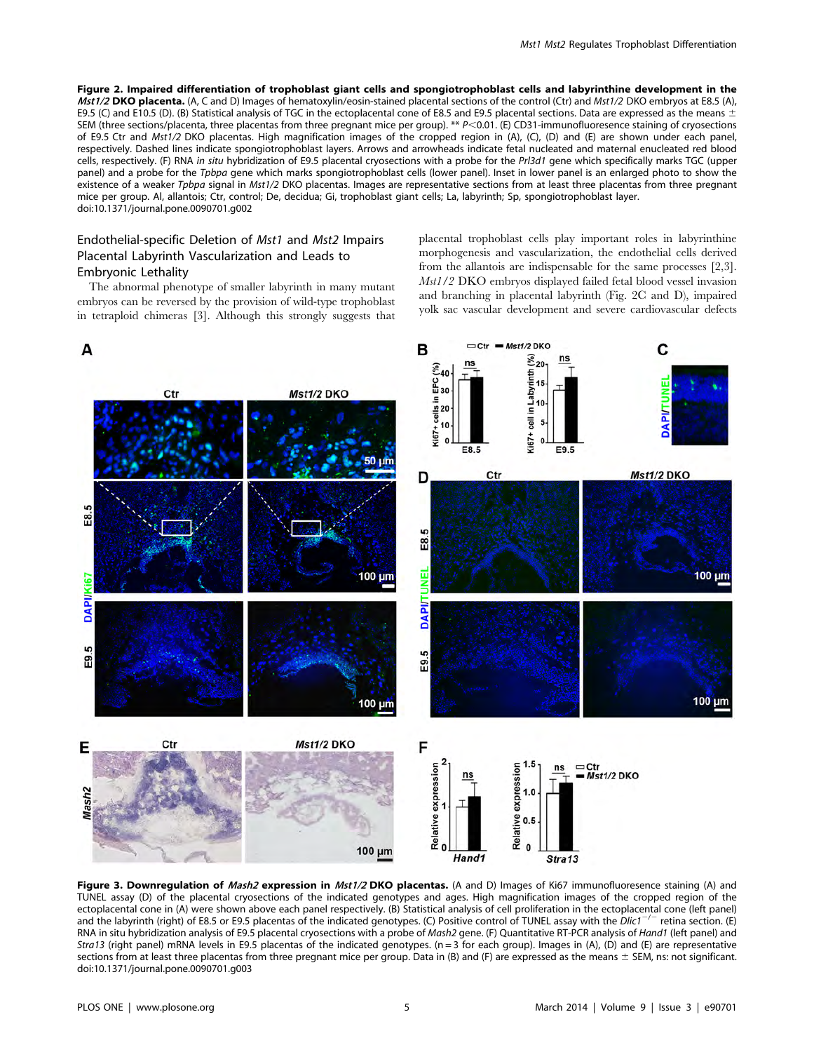**Figure 2. Impaired differentiation of trophoblast giant cells and spongiotrophoblast cells and labyrinthine development in the *Mst1/2* DKO placenta.** (A, C and D) Images of hematoxylin/eosin-stained placental sections of the control (Ctr) and *Mst1/2* DKO embryos at E8.5 (A), E9.5 (C) and E10.5 (D). (B) Statistical analysis of TGC in the ectoplacental cone of E8.5 and E9.5 placental sections. Data are expressed as the means ± SEM (three sections/placenta, three placentas from three pregnant mice per group). ** $P<0.01$. (E) CD31-immunofluoresence staining of cryosections of E9.5 Ctr and *Mst1/2* DKO placentas. High magnification images of the cropped region in (A), (C), (D) and (E) are shown under each panel, respectively. Dashed lines indicate spongiotrophoblast layers. Arrows and arrowheads indicate fetal nucleated and maternal enucleated red blood cells, respectively. (F) RNA *in situ* hybridization of E9.5 placental cryosections with a probe for the *Prl3d1* gene which specifically marks TGC (upper panel) and a probe for the *Tpbpa* gene which marks spongiotrophoblast cells (lower panel). Inset in lower panel is an enlarged photo to show the existence of a weaker *Tpbpa* signal in *Mst1/2* DKO placentas. Images are representative sections from at least three placentas from three pregnant mice per group. Al, allantois; Ctr, control; De, decidua; Gi, trophoblast giant cells; La, labyrinth; Sp, spongiotrophoblast layer.
doi:10.1371/journal.pone.0090701.g002

## Endothelial-specific Deletion of *Mst1* and *Mst2* Impairs Placental Labyrinth Vascularization and Leads to Embryonic Lethality

The abnormal phenotype of smaller labyrinth in many mutant embryos can be reversed by the provision of wild-type trophoblast in tetraploid chimeras [3]. Although this strongly suggests that placental trophoblast cells play important roles in labyrinthine morphogenesis and vascularization, the endothelial cells derived from the allantois are indispensable for the same processes [2,3]. *Mst1/2* DKO embryos displayed failed fetal blood vessel invasion and branching in placental labyrinth (Fig. 2C and D), impaired yolk sac vascular development and severe cardiovascular defects

**Figure 3. Downregulation of *Mash2* expression in *Mst1/2* DKO placentas.** (A and D) Images of Ki67 immunofluoresence staining (A) and TUNEL assay (D) of the placental cryosections of the indicated genotypes and ages. High magnification images of the cropped region of the ectoplacental cone in (A) were shown above each panel respectively. (B) Statistical analysis of cell proliferation in the ectoplacental cone (left panel) and the labyrinth (right) of E8.5 or E9.5 placentas of the indicated genotypes. (C) Positive control of TUNEL assay with the *Dlic1*$^{-/-}$ retina section. (E) RNA in situ hybridization analysis of E9.5 placental cryosections with a probe of *Mash2* gene. (F) Quantitative RT-PCR analysis of *Hand1* (left panel) and *Stra13* (right panel) mRNA levels in E9.5 placentas of the indicated genotypes. (n = 3 for each group). Images in (A), (D) and (E) are representative sections from at least three placentas from three pregnant mice per group. Data in (B) and (F) are expressed as the means ± SEM, ns: not significant.
doi:10.1371/journal.pone.0090701.g003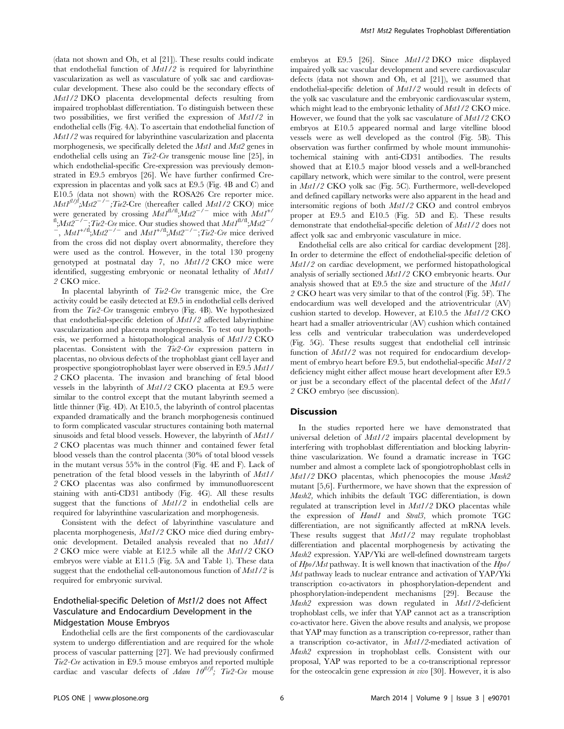(data not shown and Oh, et al [21]). These results could indicate that endothelial function of *Mst1/2* is required for labyrinthine vascularization as well as vasculature of yolk sac and cardiovascular development. These also could be the secondary effects of *Mst1/2* DKO placenta developmental defects resulting from impaired trophoblast differentiation. To distinguish between these two possibilities, we first verified the expression of *Mst1/2* in endothelial cells (Fig. 4A). To ascertain that endothelial function of *Mst1/2* was required for labyrinthine vascularization and placenta morphogenesis, we specifically deleted the *Mst1* and *Mst2* genes in endothelial cells using an *Tie2-Cre* transgenic mouse line [25], in which endothelial-specific Cre-expression was previously demonstrated in E9.5 embryos [26]. We have further confirmed Cre-expression in placentas and yolk sacs at E9.5 (Fig. 4B and C) and E10.5 (data not shown) with the ROSA26 Cre reporter mice. $Mst1^{fl/fl}$;$Mst2^{-/-}$;*Tie2*-Cre (thereafter called *Mst1/2* CKO) mice were generated by crossing $Mst1^{fl/fl}$;$Mst2^{-/-}$ mice with $Mst1^{+/fl}$;$Mst2^{-/-}$;*Tie2-Cre* mice. Our studies showed that $Mst1^{fl/fl}$;$Mst2^{-/-}$, $Mst1^{+/fl}$;$Mst2^{-/-}$ and $Mst1^{+/fl}$;$Mst2^{-/-}$;*Tie2-Cre* mice derived from the cross did not display overt abnormality, therefore they were used as the control. However, in the total 130 progeny genotyped at postnatal day 7, no *Mst1/2* CKO mice were identified, suggesting embryonic or neonatal lethality of *Mst1/2* CKO mice.

In placental labyrinth of *Tie2-Cre* transgenic mice, the Cre activity could be easily detected at E9.5 in endothelial cells derived from the *Tie2-Cre* transgenic embryo (Fig. 4B). We hypothesized that endothelial-specific deletion of *Mst1/2* affected labyrinthine vascularization and placenta morphogenesis. To test our hypothesis, we performed a histopathological analysis of *Mst1/2* CKO placentas. Consistent with the *Tie2-Cre* expression pattern in placentas, no obvious defects of the trophoblast giant cell layer and prospective spongiotrophoblast layer were observed in E9.5 *Mst1/2* CKO placenta. The invasion and branching of fetal blood vessels in the labyrinth of *Mst1/2* CKO placenta at E9.5 were similar to the control except that the mutant labyrinth seemed a little thinner (Fig. 4D). At E10.5, the labyrinth of control placentas expanded dramatically and the branch morphogenesis continued to form complicated vascular structures containing both maternal sinusoids and fetal blood vessels. However, the labyrinth of *Mst1/2* CKO placentas was much thinner and contained fewer fetal blood vessels than the control placenta (30% of total blood vessels in the mutant versus 55% in the control (Fig. 4E and F). Lack of penetration of the fetal blood vessels in the labyrinth of *Mst1/2* CKO placentas was also confirmed by immunofluorescent staining with anti-CD31 antibody (Fig. 4G). All these results suggest that the functions of *Mst1/2* in endothelial cells are required for labyrinthine vascularization and morphogenesis.

Consistent with the defect of labyrinthine vasculature and placenta morphogenesis, *Mst1/2* CKO mice died during embryonic development. Detailed analysis revealed that no *Mst1/2* CKO mice were viable at E12.5 while all the *Mst1/2* CKO embryos were viable at E11.5 (Fig. 5A and Table 1). These data suggest that the endothelial cell-autonomous function of *Mst1/2* is required for embryonic survival.

## Endothelial-specific Deletion of *Mst1/2* does not Affect Vasculature and Endocardium Development in the Midgestation Mouse Embryos

Endothelial cells are the first components of the cardiovascular system to undergo differentiation and are required for the whole process of vascular patterning [27]. We had previously confirmed *Tie2-Cre* activation in E9.5 mouse embryos and reported multiple cardiac and vascular defects of *Adam* $10^{fl/fl}$; *Tie2-Cre* mouse embryos at E9.5 [26]. Since *Mst1/2* DKO mice displayed impaired yolk sac vascular development and severe cardiovascular defects (data not shown and Oh, et al [21]), we assumed that endothelial-specific deletion of *Mst1/2* would result in defects of the yolk sac vasculature and the embryonic cardiovascular system, which might lead to the embryonic lethality of *Mst1/2* CKO mice. However, we found that the yolk sac vasculature of *Mst1/2* CKO embryos at E10.5 appeared normal and large vitelline blood vessels were as well developed as the control (Fig. 5B). This observation was further confirmed by whole mount immunohistochemical staining with anti-CD31 antibodies. The results showed that at E10.5 major blood vessels and a well-branched capillary network, which were similar to the control, were present in *Mst1/2* CKO yolk sac (Fig. 5C). Furthermore, well-developed and defined capillary networks were also apparent in the head and intersomitic regions of both *Mst1/2* CKO and control embryos proper at E9.5 and E10.5 (Fig. 5D and E). These results demonstrate that endothelial-specific deletion of *Mst1/2* does not affect yolk sac and embryonic vasculature in mice.

Endothelial cells are also critical for cardiac development [28]. In order to determine the effect of endothelial-specific deletion of *Mst1/2* on cardiac development, we performed histopathological analysis of serially sectioned *Mst1/2* CKO embryonic hearts. Our analysis showed that at E9.5 the size and structure of the *Mst1/2* CKO heart was very similar to that of the control (Fig. 5F). The endocardium was well developed and the atrioventricular (AV) cushion started to develop. However, at E10.5 the *Mst1/2* CKO heart had a smaller atrioventricular (AV) cushion which contained less cells and ventricular trabeculation was underdeveloped (Fig. 5G). These results suggest that endothelial cell intrinsic function of *Mst1/2* was not required for endocardium development of embryo heart before E9.5, but endothelial-specific *Mst1/2* deficiency might either affect mouse heart development after E9.5 or just be a secondary effect of the placental defect of the *Mst1/2* CKO embryo (see discussion).

## Discussion

In the studies reported here we have demonstrated that universal deletion of *Mst1/2* impairs placental development by interfering with trophoblast differentiation and blocking labyrinthine vascularization. We found a dramatic increase in TGC number and almost a complete lack of spongiotrophoblast cells in *Mst1/2* DKO placentas, which phenocopies the mouse *Mash2* mutant [5,6]. Furthermore, we have shown that the expression of *Mash2*, which inhibits the default TGC differentiation, is down regulated at transcription level in *Mst1/2* DKO placentas while the expression of *Hand1* and *Stral3*, which promote TGC differentiation, are not significantly affected at mRNA levels. These results suggest that *Mst1/2* may regulate trophoblast differentiation and placental morphogenesis by activating the *Mash2* expression. YAP/Yki are well-defined downstream targets of *Hpo/Mst* pathway. It is well known that inactivation of the *Hpo/Mst* pathway leads to nuclear entrance and activation of YAP/Yki transcription co-activators in phosphorylation-dependent and phosphorylation-independent mechanisms [29]. Because the *Mash2* expression was down regulated in *Mst1/2*-deficient trophoblast cells, we infer that YAP cannot act as a transcription co-activator here. Given the above results and analysis, we propose that YAP may function as a transcription co-repressor, rather than a transcription co-activator, in *Mst1/2*-mediated activation of *Mash2* expression in trophoblast cells. Consistent with our proposal, YAP was reported to be a co-transcriptional repressor for the osteocalcin gene expression *in vivo* [30]. However, it is also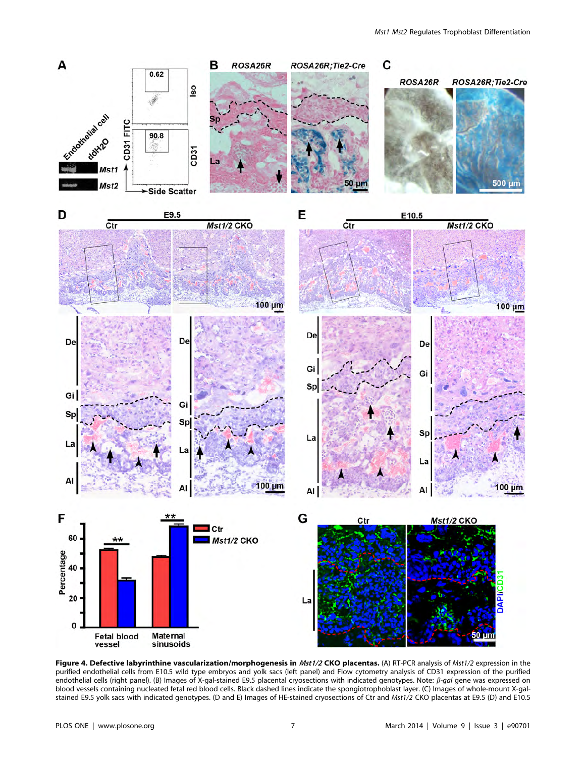**Figure 4. Defective labyrinthine vascularization/morphogenesis in *Mst1/2* CKO placentas.** (A) RT-PCR analysis of *Mst1/2* expression in the purified endothelial cells from E10.5 wild type embryos and yolk sacs (left panel) and Flow cytometry analysis of CD31 expression of the purified endothelial cells (right panel). (B) Images of X-gal-stained E9.5 placental cryosections with indicated genotypes. Note: *β-gal* gene was expressed on blood vessels containing nucleated fetal red blood cells. Black dashed lines indicate the spongiotrophoblast layer. (C) Images of whole-mount X-gal-stained E9.5 yolk sacs with indicated genotypes. (D and E) Images of HE-stained cryosections of Ctr and *Mst1/2* CKO placentas at E9.5 (D) and E10.5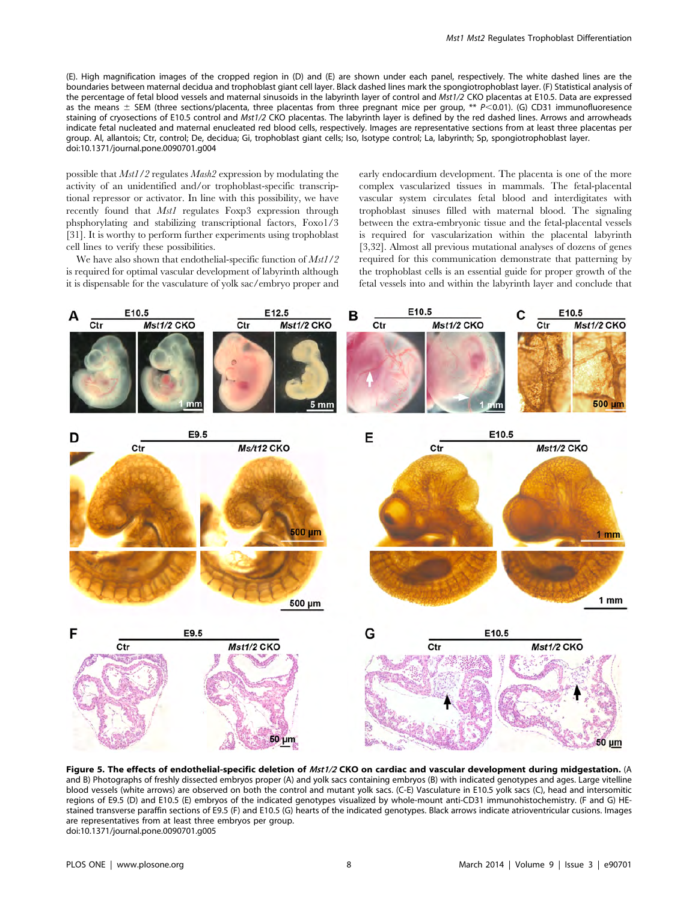(E). High magnification images of the cropped region in (D) and (E) are shown under each panel, respectively. The white dashed lines are the boundaries between maternal decidua and trophoblast giant cell layer. Black dashed lines mark the spongiotrophoblast layer. (F) Statistical analysis of the percentage of fetal blood vessels and maternal sinusoids in the labyrinth layer of control and *Mst1/2* CKO placentas at E10.5. Data are expressed as the means ± SEM (three sections/placenta, three placentas from three pregnant mice per group, ** $P<0.01$). (G) CD31 immunofluorescence staining of cryosections of E10.5 control and *Mst1/2* CKO placentas. The labyrinth layer is defined by the red dashed lines. Arrows and arrowheads indicate fetal nucleated and maternal enucleated red blood cells, respectively. Images are representative sections from at least three placentas per group. Al, allantois; Ctr, control; De, decidua; Gi, trophoblast giant cells; Iso, Isotype control; La, labyrinth; Sp, spongiotrophoblast layer.
doi:10.1371/journal.pone.0090701.g004

possible that *Mst1/2* regulates *Mash2* expression by modulating the activity of an unidentified and/or trophoblast-specific transcriptional repressor or activator. In line with this possibility, we have recently found that *Mst1* regulates Foxp3 expression through phsphorylating and stabilizing transcriptional factors, Foxo1/3 [31]. It is worthy to perform further experiments using trophoblast cell lines to verify these possibilities.

We have also shown that endothelial-specific function of *Mst1/2* is required for optimal vascular development of labyrinth although it is dispensable for the vasculature of yolk sac/embryo proper and early endocardium development. The placenta is one of the more complex vascularized tissues in mammals. The fetal-placental vascular system circulates fetal blood and interdigitates with trophoblast sinuses filled with maternal blood. The signaling between the extra-embryonic tissue and the fetal-placental vessels is required for vascularization within the placental labyrinth [3,32]. Almost all previous mutational analyses of dozens of genes required for this communication demonstrate that patterning by the trophoblast cells is an essential guide for proper growth of the fetal vessels into and within the labyrinth layer and conclude that

**Figure 5. The effects of endothelial-specific deletion of *Mst1/2* CKO on cardiac and vascular development during midgestation.** (A and B) Photographs of freshly dissected embryos proper (A) and yolk sacs containing embryos (B) with indicated genotypes and ages. Large vitelline blood vessels (white arrows) are observed on both the control and mutant yolk sacs. (C-E) Vasculature in E10.5 yolk sacs (C), head and intersomitic regions of E9.5 (D) and E10.5 (E) embryos of the indicated genotypes visualized by whole-mount anti-CD31 immunohistochemistry. (F and G) HE-stained transverse paraffin sections of E9.5 (F) and E10.5 (G) hearts of the indicated genotypes. Black arrows indicate atrioventricular cusions. Images are representatives from at least three embryos per group.
doi:10.1371/journal.pone.0090701.g005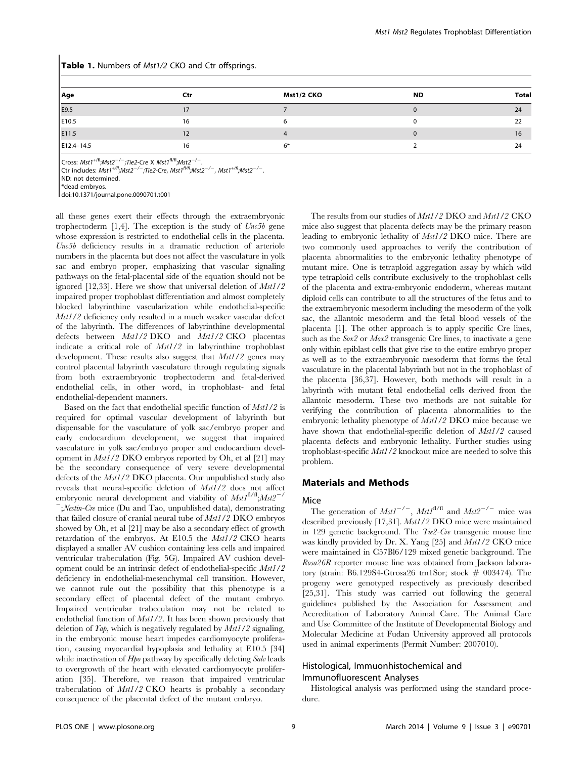**Table 1.** Numbers of *Mst1/2* CKO and Ctr offsprings.

| Age | Ctr | Mst1/2 CKO | ND | Total |
|---|---|---|---|---|
| E9.5 | 17 | 7 | 0 | 24 |
| E10.5 | 16 | 6 | 0 | 22 |
| E11.5 | 12 | 4 | 0 | 16 |
| E12.4–14.5 | 16 | 6* | 2 | 24 |

Cross: *Mst1*$^{+/fl}$;*Mst2*$^{-/-}$;*Tie2-Cre* X *Mst1*$^{fl/fl}$;*Mst2*$^{-/-}$.
Ctr includes: *Mst1*$^{+/fl}$;*Mst2*$^{-/-}$;*Tie2-Cre*, *Mst1*$^{fl/fl}$;*Mst2*$^{-/-}$, *Mst1*$^{+/fl}$;*Mst2*$^{-/-}$.
ND: not determined.
*dead embryos.
doi:10.1371/journal.pone.0090701.t001

all these genes exert their effects through the extraembryonic trophectoderm [1,4]. The exception is the study of *Unc5b* gene whose expression is restricted to endothelial cells in the placenta. *Unc5b* deficiency results in a dramatic reduction of arteriole numbers in the placenta but does not affect the vasculature in yolk sac and embryo proper, emphasizing that vascular signaling pathways on the fetal-placental side of the equation should not be ignored [12,33]. Here we show that universal deletion of *Mst1/2* impaired proper trophoblast differentiation and almost completely blocked labyrinthine vascularization while endothelial-specific *Mst1/2* deficiency only resulted in a much weaker vascular defect of the labyrinth. The differences of labyrinthine developmental defects between *Mst1/2* DKO and *Mst1/2* CKO placentas indicate a critical role of *Mst1/2* in labyrinthine trophoblast development. These results also suggest that *Mst1/2* genes may control placental labyrinth vasculature through regulating signals from both extraembryonic trophectoderm and fetal-derived endothelial cells, in other word, in trophoblast- and fetal endothelial-dependent manners.

Based on the fact that endothelial specific function of *Mst1/2* is required for optimal vascular development of labyrinth but dispensable for the vasculature of yolk sac/embryo proper and early endocardium development, we suggest that impaired vasculature in yolk sac/embryo proper and endocardium development in *Mst1/2* DKO embryos reported by Oh, et al [21] may be the secondary consequence of very severe developmental defects of the *Mst1/2* DKO placenta. Our unpublished study also reveals that neural-specific deletion of *Mst1/2* does not affect embryonic neural development and viability of *Mst1*$^{fl/fl}$;*Mst2*$^{-/-}$;*Nestin-Cre* mice (Du and Tao, unpublished data), demonstrating that failed closure of cranial neural tube of *Mst1/2* DKO embryos showed by Oh, et al [21] may be also a secondary effect of growth retardation of the embryos. At E10.5 the *Mst1/2* CKO hearts displayed a smaller AV cushion containing less cells and impaired ventricular trabeculation (Fig. 5G). Impaired AV cushion development could be an intrinsic defect of endothelial-specific *Mst1/2* deficiency in endothelial-mesenchymal cell transition. However, we cannot rule out the possibility that this phenotype is a secondary effect of placental defect of the mutant embryo. Impaired ventricular trabeculation may not be related to endothelial function of *Mst1/2*. It has been shown previously that deletion of *Yap*, which is negatively regulated by *Mst1/2* signaling, in the embryonic mouse heart impedes cardiomyocyte proliferation, causing myocardial hypoplasia and lethality at E10.5 [34] while inactivation of *Hpo* pathway by specifically deleting *Salv* leads to overgrowth of the heart with elevated cardiomyocyte proliferation [35]. Therefore, we reason that impaired ventricular trabeculation of *Mst1/2* CKO hearts is probably a secondary consequence of the placental defect of the mutant embryo.

The results from our studies of *Mst1/2* DKO and *Mst1/2* CKO mice also suggest that placenta defects may be the primary reason leading to embryonic lethality of *Mst1/2* DKO mice. There are two commonly used approaches to verify the contribution of placenta abnormalities to the embryonic lethality phenotype of mutant mice. One is tetraploid aggregation assay by which wild type tetraploid cells contribute exclusively to the trophoblast cells of the placenta and extra-embryonic endoderm, whereas mutant diploid cells can contribute to all the structures of the fetus and to the extraembryonic mesoderm including the mesoderm of the yolk sac, the allantoic mesoderm and the fetal blood vessels of the placenta [1]. The other approach is to apply specific Cre lines, such as the *Sox2* or *Mox2* transgenic Cre lines, to inactivate a gene only within epiblast cells that give rise to the entire embryo proper as well as to the extraembryonic mesoderm that forms the fetal vasculature in the placental labyrinth but not in the trophoblast of the placenta [36,37]. However, both methods will result in a labyrinth with mutant fetal endothelial cells derived from the allantoic mesoderm. These two methods are not suitable for verifying the contribution of placenta abnormalities to the embryonic lethality phenotype of *Mst1/2* DKO mice because we have shown that endothelial-specific deletion of *Mst1/2* caused placenta defects and embryonic lethality. Further studies using trophoblast-specific *Mst1/2* knockout mice are needed to solve this problem.

## Materials and Methods

### Mice

The generation of *Mst1*$^{-/-}$, *Mst1*$^{fl/fl}$ and *Mst2*$^{-/-}$ mice was described previously [17,31]. *Mst1/2* DKO mice were maintained in 129 genetic background. The *Tie2-Cre* transgenic mouse line was kindly provided by Dr. X. Yang [25] and *Mst1/2* CKO mice were maintained in C57Bl6/129 mixed genetic background. The *Rosa26R* reporter mouse line was obtained from Jackson laboratory (strain: B6.129S4-Gtrosa26 tm1Sor; stock # 003474). The progeny were genotyped respectively as previously described [25,31]. This study was carried out following the general guidelines published by the Association for Assessment and Accreditation of Laboratory Animal Care. The Animal Care and Use Committee of the Institute of Developmental Biology and Molecular Medicine at Fudan University approved all protocols used in animal experiments (Permit Number: 2007010).

### Histological, Immuonhistochemical and Immunofluorescent Analyses

Histological analysis was performed using the standard procedure.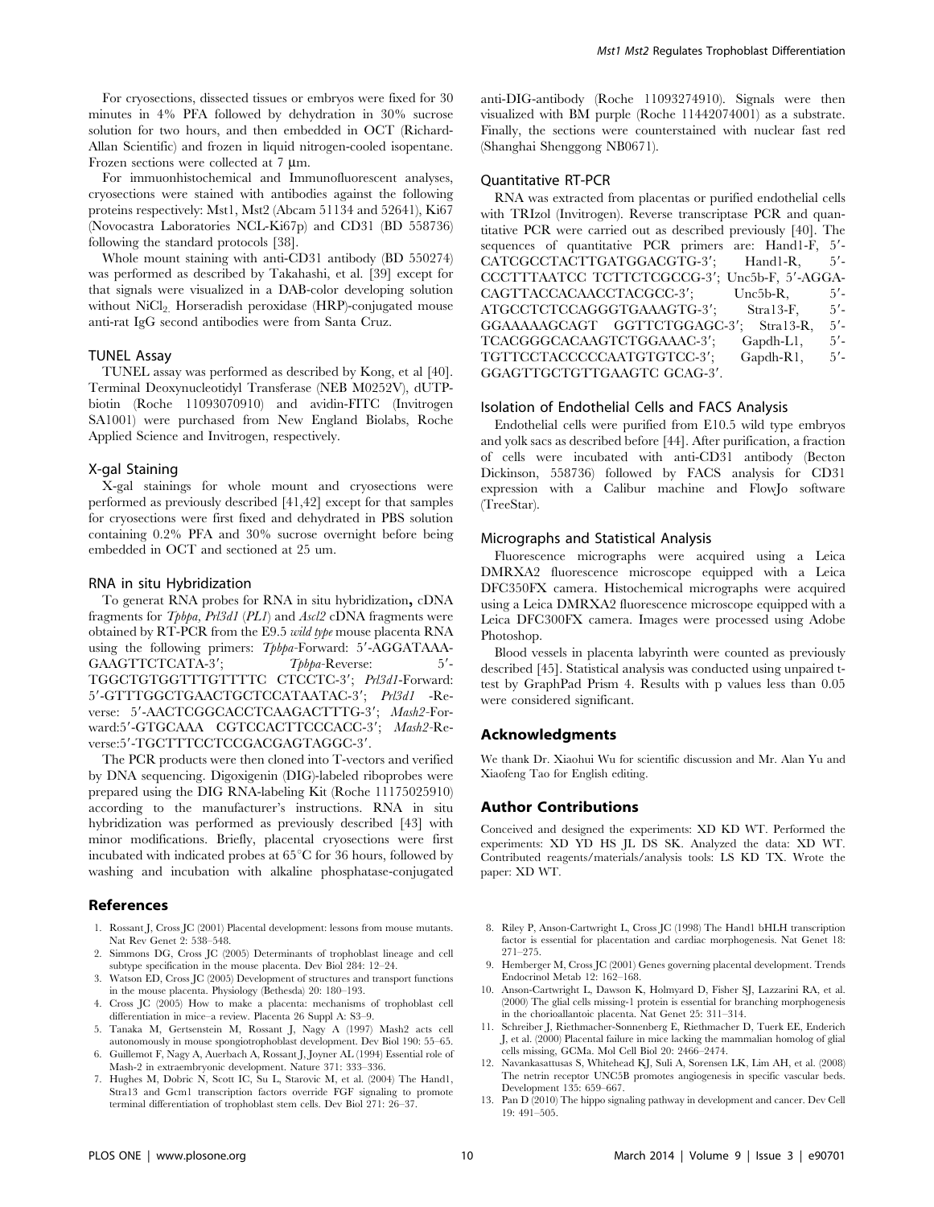For cryosections, dissected tissues or embryos were fixed for 30 minutes in 4% PFA followed by dehydration in 30% sucrose solution for two hours, and then embedded in OCT (Richard-Allan Scientific) and frozen in liquid nitrogen-cooled isopentane. Frozen sections were collected at 7 μm.

For immuonhistochemical and Immunofluorescent analyses, cryosections were stained with antibodies against the following proteins respectively: Mst1, Mst2 (Abcam 51134 and 52641), Ki67 (Novocastra Laboratories NCL-Ki67p) and CD31 (BD 558736) following the standard protocols [38].

Whole mount staining with anti-CD31 antibody (BD 550274) was performed as described by Takahashi, et al. [39] except for that signals were visualized in a DAB-color developing solution without $NiCl_2$. Horseradish peroxidase (HRP)-conjugated mouse anti-rat IgG second antibodies were from Santa Cruz.

### TUNEL Assay

TUNEL assay was performed as described by Kong, et al [40]. Terminal Deoxynucleotidyl Transferase (NEB M0252V), dUTP-biotin (Roche 11093070910) and avidin-FITC (Invitrogen SA1001) were purchased from New England Biolabs, Roche Applied Science and Invitrogen, respectively.

### X-gal Staining

X-gal stainings for whole mount and cryosections were performed as previously described [41,42] except for that samples for cryosections were first fixed and dehydrated in PBS solution containing 0.2% PFA and 30% sucrose overnight before being embedded in OCT and sectioned at 25 um.

### RNA in situ Hybridization

To generat RNA probes for RNA in situ hybridization**,** cDNA fragments for *Tpbpa*, *Prl3d1* (*PL1*) and *Ascl2* cDNA fragments were obtained by RT-PCR from the E9.5 *wild type* mouse placenta RNA using the following primers: *Tpbpa*-Forward: 5′-AGGATAAA-GAAGTTCTCATA-3′; *Tpbpa*-Reverse: 5′-TGGCTGTGGTTTGTTTTC CTCCTC-3′; *Prl3d1*-Forward: 5′-GTTTGGCTGAACTGCTCCATAATAC-3′; *Prl3d1* -Reverse: 5′-AACTCGGCACCTCAAGACTTTG-3′; *Mash2*-Forward:5′-GTGCAAA CGTCCACTTCCCACC-3′; *Mash2*-Reverse:5′-TGCTTTCCTCCGACGAGTAGGC-3′.

The PCR products were then cloned into T-vectors and verified by DNA sequencing. Digoxigenin (DIG)-labeled riboprobes were prepared using the DIG RNA-labeling Kit (Roche 11175025910) according to the manufacturer's instructions. RNA in situ hybridization was performed as previously described [43] with minor modifications. Briefly, placental cryosections were first incubated with indicated probes at 65°C for 36 hours, followed by washing and incubation with alkaline phosphatase-conjugated anti-DIG-antibody (Roche 11093274910). Signals were then visualized with BM purple (Roche 11442074001) as a substrate. Finally, the sections were counterstained with nuclear fast red (Shanghai Shenggong NB0671).

### Quantitative RT-PCR

RNA was extracted from placentas or purified endothelial cells with TRIzol (Invitrogen). Reverse transcriptase PCR and quantitative PCR were carried out as described previously [40]. The sequences of quantitative PCR primers are: Hand1-F, 5′-CATCGCCTACTTGATGGACGTG-3′; Hand1-R, 5′-CCCTTTAATCC TCTTCTCGCCG-3′; Unc5b-F, 5′-AGGA-CAGTTACCACAACCTACGCC-3′; Unc5b-R, 5′-ATGCCTCTCCAGGGTGAAAGTG-3′; Stra13-F, 5′-GGAAAAAGCAGT GGTTCTGGAGC-3′; Stra13-R, 5′-TCACGGGCACAAGTCTGGAAAC-3′; Gapdh-L1, 5′-TGTTCCTACCCCCAATGTGTCC-3′; Gapdh-R1, 5′-GGAGTTGCTGTTGAAGTC GCAG-3′.

### Isolation of Endothelial Cells and FACS Analysis

Endothelial cells were purified from E10.5 wild type embryos and yolk sacs as described before [44]. After purification, a fraction of cells were incubated with anti-CD31 antibody (Becton Dickinson, 558736) followed by FACS analysis for CD31 expression with a Calibur machine and FlowJo software (TreeStar).

### Micrographs and Statistical Analysis

Fluorescence micrographs were acquired using a Leica DMRXA2 fluorescence microscope equipped with a Leica DFC350FX camera. Histochemical micrographs were acquired using a Leica DMRXA2 fluorescence microscope equipped with a Leica DFC300FX camera. Images were processed using Adobe Photoshop.

Blood vessels in placenta labyrinth were counted as previously described [45]. Statistical analysis was conducted using unpaired t-test by GraphPad Prism 4. Results with p values less than 0.05 were considered significant.

## Acknowledgments

We thank Dr. Xiaohui Wu for scientific discussion and Mr. Alan Yu and Xiaofeng Tao for English editing.

## Author Contributions

Conceived and designed the experiments: XD KD WT. Performed the experiments: XD YD HS JL DS SK. Analyzed the data: XD WT. Contributed reagents/materials/analysis tools: LS KD TX. Wrote the paper: XD WT.

## References

1. Rossant J, Cross JC (2001) Placental development: lessons from mouse mutants. Nat Rev Genet 2: 538–548.
2. Simmons DG, Cross JC (2005) Determinants of trophoblast lineage and cell subtype specification in the mouse placenta. Dev Biol 284: 12–24.
3. Watson ED, Cross JC (2005) Development of structures and transport functions in the mouse placenta. Physiology (Bethesda) 20: 180–193.
4. Cross JC (2005) How to make a placenta: mechanisms of trophoblast cell differentiation in mice–a review. Placenta 26 Suppl A: S3–9.
5. Tanaka M, Gertsenstein M, Rossant J, Nagy A (1997) Mash2 acts cell autonomously in mouse spongiotrophoblast development. Dev Biol 190: 55–65.
6. Guillemot F, Nagy A, Auerbach A, Rossant J, Joyner AL (1994) Essential role of Mash-2 in extraembryonic development. Nature 371: 333–336.
7. Hughes M, Dobric N, Scott IC, Su L, Starovic M, et al. (2004) The Hand1, Stra13 and Gcm1 transcription factors override FGF signaling to promote terminal differentiation of trophoblast stem cells. Dev Biol 271: 26–37.
8. Riley P, Anson-Cartwright L, Cross JC (1998) The Hand1 bHLH transcription factor is essential for placentation and cardiac morphogenesis. Nat Genet 18: 271–275.
9. Hemberger M, Cross JC (2001) Genes governing placental development. Trends Endocrinol Metab 12: 162–168.
10. Anson-Cartwright L, Dawson K, Holmyard D, Fisher SJ, Lazzarini RA, et al. (2000) The glial cells missing-1 protein is essential for branching morphogenesis in the chorioallantoic placenta. Nat Genet 25: 311–314.
11. Schreiber J, Riethmacher-Sonnenberg E, Riethmacher D, Tuerk EE, Enderich J, et al. (2000) Placental failure in mice lacking the mammalian homolog of glial cells missing, GCMa. Mol Cell Biol 20: 2466–2474.
12. Navankasattusas S, Whitehead KJ, Suli A, Sorensen LK, Lim AH, et al. (2008) The netrin receptor UNC5B promotes angiogenesis in specific vascular beds. Development 135: 659–667.
13. Pan D (2010) The hippo signaling pathway in development and cancer. Dev Cell 19: 491–505.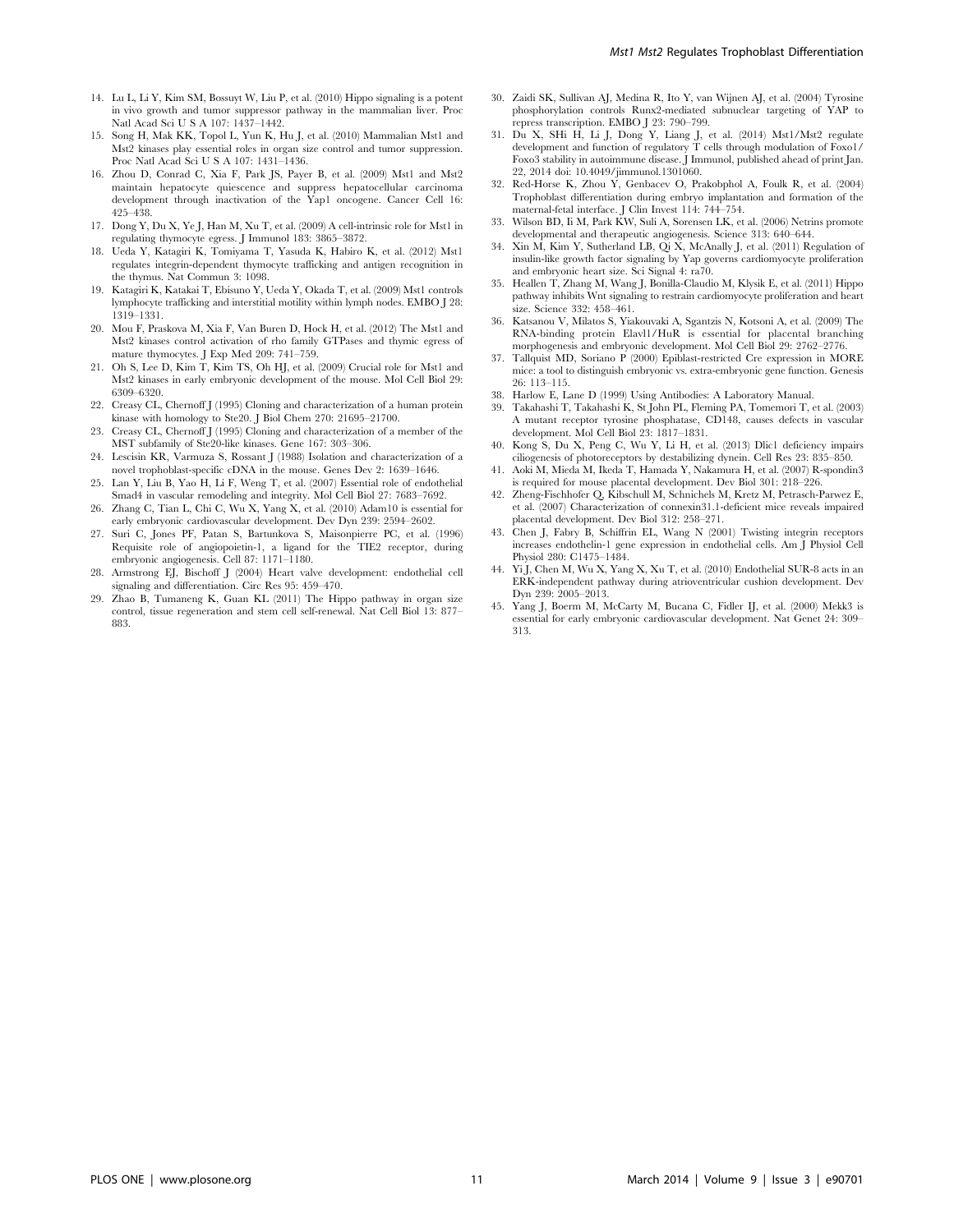14. Lu L, Li Y, Kim SM, Bossuyt W, Liu P, et al. (2010) Hippo signaling is a potent in vivo growth and tumor suppressor pathway in the mammalian liver. Proc Natl Acad Sci U S A 107: 1437–1442.
15. Song H, Mak KK, Topol L, Yun K, Hu J, et al. (2010) Mammalian Mst1 and Mst2 kinases play essential roles in organ size control and tumor suppression. Proc Natl Acad Sci U S A 107: 1431–1436.
16. Zhou D, Conrad C, Xia F, Park JS, Payer B, et al. (2009) Mst1 and Mst2 maintain hepatocyte quiescence and suppress hepatocellular carcinoma development through inactivation of the Yap1 oncogene. Cancer Cell 16: 425–438.
17. Dong Y, Du X, Ye J, Han M, Xu T, et al. (2009) A cell-intrinsic role for Mst1 in regulating thymocyte egress. J Immunol 183: 3865–3872.
18. Ueda Y, Katagiri K, Tomiyama T, Yasuda K, Habiro K, et al. (2012) Mst1 regulates integrin-dependent thymocyte trafficking and antigen recognition in the thymus. Nat Commun 3: 1098.
19. Katagiri K, Katakai T, Ebisuno Y, Ueda Y, Okada T, et al. (2009) Mst1 controls lymphocyte trafficking and interstitial motility within lymph nodes. EMBO J 28: 1319–1331.
20. Mou F, Praskova M, Xia F, Van Buren D, Hock H, et al. (2012) The Mst1 and Mst2 kinases control activation of rho family GTPases and thymic egress of mature thymocytes. J Exp Med 209: 741–759.
21. Oh S, Lee D, Kim T, Kim TS, Oh HJ, et al. (2009) Crucial role for Mst1 and Mst2 kinases in early embryonic development of the mouse. Mol Cell Biol 29: 6309–6320.
22. Creasy CL, Chernoff J (1995) Cloning and characterization of a human protein kinase with homology to Ste20. J Biol Chem 270: 21695–21700.
23. Creasy CL, Chernoff J (1995) Cloning and characterization of a member of the MST subfamily of Ste20-like kinases. Gene 167: 303–306.
24. Lescisin KR, Varmuza S, Rossant J (1988) Isolation and characterization of a novel trophoblast-specific cDNA in the mouse. Genes Dev 2: 1639–1646.
25. Lan Y, Liu B, Yao H, Li F, Weng T, et al. (2007) Essential role of endothelial Smad4 in vascular remodeling and integrity. Mol Cell Biol 27: 7683–7692.
26. Zhang C, Tian L, Chi C, Wu X, Yang X, et al. (2010) Adam10 is essential for early embryonic cardiovascular development. Dev Dyn 239: 2594–2602.
27. Suri C, Jones PF, Patan S, Bartunkova S, Maisonpierre PC, et al. (1996) Requisite role of angiopoietin-1, a ligand for the TIE2 receptor, during embryonic angiogenesis. Cell 87: 1171–1180.
28. Armstrong EJ, Bischoff J (2004) Heart valve development: endothelial cell signaling and differentiation. Circ Res 95: 459–470.
29. Zhao B, Tumaneng K, Guan KL (2011) The Hippo pathway in organ size control, tissue regeneration and stem cell self-renewal. Nat Cell Biol 13: 877–883.
30. Zaidi SK, Sullivan AJ, Medina R, Ito Y, van Wijnen AJ, et al. (2004) Tyrosine phosphorylation controls Runx2-mediated subnuclear targeting of YAP to repress transcription. EMBO J 23: 790–799.
31. Du X, SHi H, Li J, Dong Y, Liang J, et al. (2014) Mst1/Mst2 regulate development and function of regulatory T cells through modulation of Foxo1/Foxo3 stability in autoimmune disease. J Immunol, published ahead of print Jan. 22, 2014 doi: 10.4049/jimmunol.1301060.
32. Red-Horse K, Zhou Y, Genbacev O, Prakobphol A, Foulk R, et al. (2004) Trophoblast differentiation during embryo implantation and formation of the maternal-fetal interface. J Clin Invest 114: 744–754.
33. Wilson BD, Ii M, Park KW, Suli A, Sorensen LK, et al. (2006) Netrins promote developmental and therapeutic angiogenesis. Science 313: 640–644.
34. Xin M, Kim Y, Sutherland LB, Qi X, McAnally J, et al. (2011) Regulation of insulin-like growth factor signaling by Yap governs cardiomyocyte proliferation and embryonic heart size. Sci Signal 4: ra70.
35. Heallen T, Zhang M, Wang J, Bonilla-Claudio M, Klysik E, et al. (2011) Hippo pathway inhibits Wnt signaling to restrain cardiomyocyte proliferation and heart size. Science 332: 458–461.
36. Katsanou V, Milatos S, Yiakouvaki A, Sgantzis N, Kotsoni A, et al. (2009) The RNA-binding protein Elavl1/HuR is essential for placental branching morphogenesis and embryonic development. Mol Cell Biol 29: 2762–2776.
37. Tallquist MD, Soriano P (2000) Epiblast-restricted Cre expression in MORE mice: a tool to distinguish embryonic vs. extra-embryonic gene function. Genesis 26: 113–115.
38. Harlow E, Lane D (1999) Using Antibodies: A Laboratory Manual.
39. Takahashi T, Takahashi K, St John PL, Fleming PA, Tomemori T, et al. (2003) A mutant receptor tyrosine phosphatase, CD148, causes defects in vascular development. Mol Cell Biol 23: 1817–1831.
40. Kong S, Du X, Peng C, Wu Y, Li H, et al. (2013) Dlic1 deficiency impairs ciliogenesis of photoreceptors by destabilizing dynein. Cell Res 23: 835–850.
41. Aoki M, Mieda M, Ikeda T, Hamada Y, Nakamura H, et al. (2007) R-spondin3 is required for mouse placental development. Dev Biol 301: 218–226.
42. Zheng-Fischhofer Q, Kibschull M, Schnichels M, Kretz M, Petrasch-Parwez E, et al. (2007) Characterization of connexin31.1-deficient mice reveals impaired placental development. Dev Biol 312: 258–271.
43. Chen J, Fabry B, Schiffrin EL, Wang N (2001) Twisting integrin receptors increases endothelin-1 gene expression in endothelial cells. Am J Physiol Cell Physiol 280: C1475–1484.
44. Yi J, Chen M, Wu X, Yang X, Xu T, et al. (2010) Endothelial SUR-8 acts in an ERK-independent pathway during atrioventricular cushion development. Dev Dyn 239: 2005–2013.
45. Yang J, Boerm M, McCarty M, Bucana C, Fidler IJ, et al. (2000) Mekk3 is essential for early embryonic cardiovascular development. Nat Genet 24: 309–313.